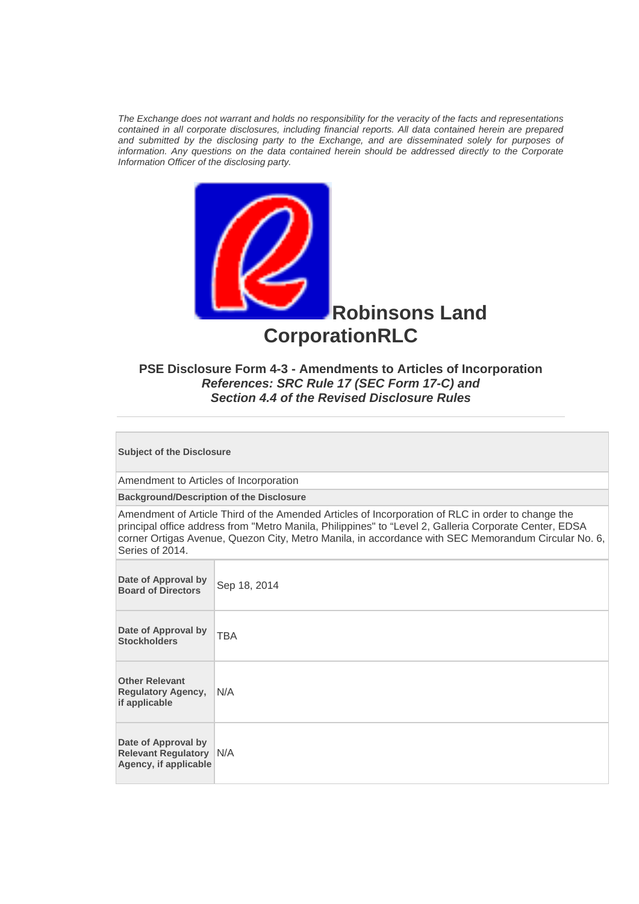*The Exchange does not warrant and holds no responsibility for the veracity of the facts and representations contained in all corporate disclosures, including financial reports. All data contained herein are prepared and submitted by the disclosing party to the Exchange, and are disseminated solely for purposes of information. Any questions on the data contained herein should be addressed directly to the Corporate Information Officer of the disclosing party.*

# Robinsons Land CorporationRLC

## PSE Disclosure Form 4-3 - Amendments to Articles of Incorporation

***References: SRC Rule 17 (SEC Form 17-C) and Section 4.4 of the Revised Disclosure Rules***

---

**Subject of the Disclosure**

Amendment to Articles of Incorporation

**Background/Description of the Disclosure**

Amendment of Article Third of the Amended Articles of Incorporation of RLC in order to change the principal office address from "Metro Manila, Philippines" to "Level 2, Galleria Corporate Center, EDSA corner Ortigas Avenue, Quezon City, Metro Manila, in accordance with SEC Memorandum Circular No. 6, Series of 2014.

| | |
|---|---|
| **Date of Approval by Board of Directors** | Sep 18, 2014 |
| **Date of Approval by Stockholders** | TBA |
| **Other Relevant Regulatory Agency, if applicable** | N/A |
| **Date of Approval by Relevant Regulatory Agency, if applicable** | N/A |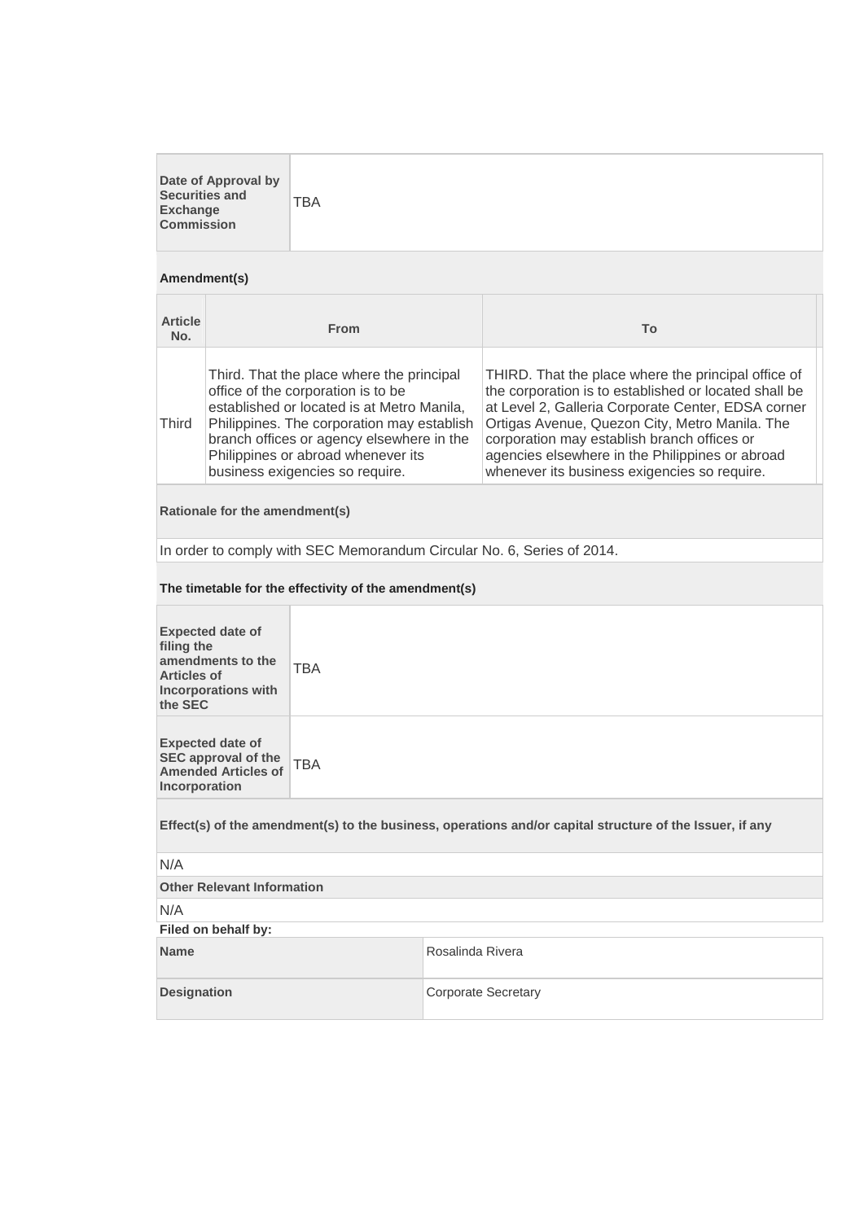| | |
|---|---|
| **Date of Approval by Securities and Exchange Commission** | TBA |

**Amendment(s)**

| Article No. | From | To |
|---|---|---|
| Third | Third. That the place where the principal office of the corporation is to be established or located is at Metro Manila, Philippines. The corporation may establish branch offices or agency elsewhere in the Philippines or abroad whenever its business exigencies so require. | THIRD. That the place where the principal office of the corporation is to established or located shall be at Level 2, Galleria Corporate Center, EDSA corner Ortigas Avenue, Quezon City, Metro Manila. The corporation may establish branch offices or agencies elsewhere in the Philippines or abroad whenever its business exigencies so require. |

**Rationale for the amendment(s)**

In order to comply with SEC Memorandum Circular No. 6, Series of 2014.

**The timetable for the effectivity of the amendment(s)**

| | |
|---|---|
| **Expected date of filing the amendments to the Articles of Incorporations with the SEC** | TBA |
| **Expected date of SEC approval of the Amended Articles of Incorporation** | TBA |

**Effect(s) of the amendment(s) to the business, operations and/or capital structure of the Issuer, if any**

N/A

**Other Relevant Information**

N/A

**Filed on behalf by:**

| | |
|---|---|
| **Name** | Rosalinda Rivera |
| **Designation** | Corporate Secretary |